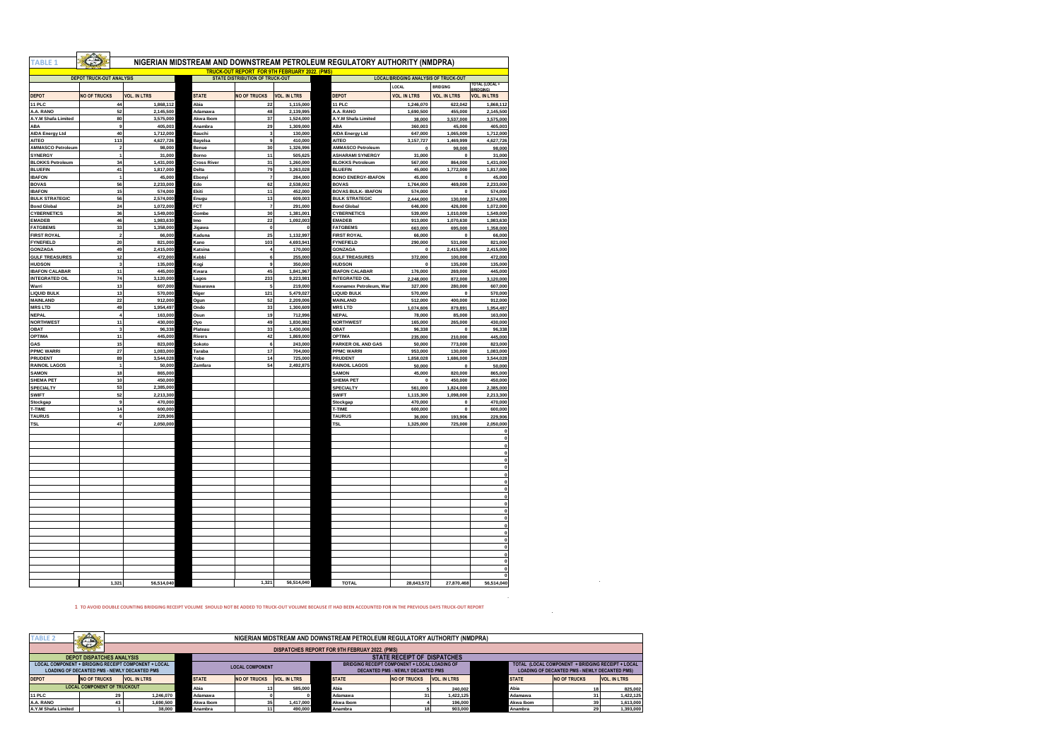# TABLE 1

## NIGERIAN MIDSTREAM AND DOWNSTREAM PETROLEUM REGULATORY AUTHORITY (NMDPRA)

### TRUCK-OUT REPORT FOR 9TH FEBRUARY 2022. (PMS)

| DEPOT TRUCK-OUT ANALYSIS | | | STATE DISTRIBUTION OF TRUCK-OUT | | | LOCAL/BRIDGING ANALYSIS OF TRUCK-OUT | | | |
|---|---|---|---|---|---|---|---|---|---|
| | | | | | | | LOCAL | BRIDGING | TOTAL (LOCAL + BRIDGING) |
| DEPOT | NO OF TRUCKS | VOL. IN LTRS | STATE | NO OF TRUCKS | VOL. IN LTRS | DEPOT | VOL. IN LTRS | VOL. IN LTRS | VOL. IN LTRS |
| 11 PLC | 44 | 1,868,112 | Abia | 22 | 1,115,000 | 11 PLC | 1,246,070 | 622,042 | 1,868,112 |
| A.A. RANO | 52 | 2,145,500 | Adamawa | 48 | 2,139,995 | A.A. RANO | 1,690,500 | 455,000 | 2,145,500 |
| A.Y.M Shafa Limited | 80 | 3,575,000 | Akwa Ibom | 37 | 1,524,000 | A.Y.M Shafa Limited | 38,000 | 3,537,000 | 3,575,000 |
| ABA | 9 | 405,003 | Anambra | 29 | 1,309,000 | ABA | 360,003 | 45,000 | 405,003 |
| AIDA Energy Ltd | 40 | 1,712,000 | Bauchi | 3 | 130,000 | AIDA Energy Ltd | 647,000 | 1,065,000 | 1,712,000 |
| AITEO | 113 | 4,627,726 | Bayelsa | 9 | 410,000 | AITEO | 3,157,727 | 1,469,999 | 4,627,726 |
| AMMASCO Petroleum | 2 | 98,000 | Benue | 30 | 1,326,996 | AMMASCO Petroleum | 0 | 98,000 | 98,000 |
| SYNERGY | 1 | 31,000 | Borno | 11 | 505,625 | ASHARAMI SYNERGY | 31,000 | 0 | 31,000 |
| BLOKKS Petroleum | 34 | 1,431,000 | Cross River | 31 | 1,260,000 | BLOKKS Petroleum | 567,000 | 864,000 | 1,431,000 |
| BLUEFIN | 41 | 1,817,000 | Delta | 79 | 3,263,028 | BLUEFIN | 45,000 | 1,772,000 | 1,817,000 |
| IBAFON | 1 | 45,000 | Ebonyi | 7 | 284,000 | BONO ENERGY-IBAFON | 45,000 | 0 | 45,000 |
| BOVAS | 56 | 2,233,000 | Edo | 62 | 2,538,002 | BOVAS | 1,764,000 | 469,000 | 2,233,000 |
| IBAFON | 15 | 574,000 | Ekiti | 11 | 452,000 | BOVAS BULK- IBAFON | 574,000 | 0 | 574,000 |
| BULK STRATEGIC | 56 | 2,574,000 | Enugu | 13 | 609,003 | BULK STRATEGIC | 2,444,000 | 130,000 | 2,574,000 |
| Bond Global | 24 | 1,072,000 | FCT | 7 | 291,000 | Bond Global | 646,000 | 426,000 | 1,072,000 |
| CYBERNETICS | 36 | 1,549,000 | Gombe | 30 | 1,381,001 | CYBERNETICS | 539,000 | 1,010,000 | 1,549,000 |
| EMADEB | 46 | 1,983,630 | Imo | 22 | 1,092,003 | EMADEB | 913,000 | 1,070,630 | 1,983,630 |
| FATGBEMS | 33 | 1,358,000 | Jigawa | 0 | 0 | FATGBEMS | 663,000 | 695,000 | 1,358,000 |
| FIRST ROYAL | 2 | 66,000 | Kaduna | 25 | 1,132,997 | FIRST ROYAL | 66,000 | 0 | 66,000 |
| FYNEFIELD | 20 | 821,000 | Kano | 103 | 4,693,941 | FYNEFIELD | 290,000 | 531,000 | 821,000 |
| GONZAGA | 49 | 2,415,000 | Katsina | 4 | 170,000 | GONZAGA | 0 | 2,415,000 | 2,415,000 |
| GULF TREASURES | 12 | 472,000 | Kebbi | 6 | 255,000 | GULF TREASURES | 372,000 | 100,000 | 472,000 |
| HUDSON | 3 | 135,000 | Kogi | 9 | 350,000 | HUDSON | 0 | 135,000 | 135,000 |
| IBAFON CALABAR | 11 | 445,000 | Kwara | 45 | 1,841,967 | IBAFON CALABAR | 176,000 | 269,000 | 445,000 |
| INTEGRATED OIL | 74 | 3,120,000 | Lagos | 233 | 9,223,981 | INTEGRATED OIL | 2,248,000 | 872,000 | 3,120,000 |
| Warri | 13 | 607,000 | Nasarawa | 5 | 219,000 | Keonamex Petroleum, War | 327,000 | 280,000 | 607,000 |
| LIQUID BULK | 13 | 570,000 | Niger | 121 | 5,479,027 | LIQUID BULK | 570,000 | 0 | 570,000 |
| MAINLAND | 22 | 912,000 | Ogun | 52 | 2,209,006 | MAINLAND | 512,000 | 400,000 | 912,000 |
| MRS LTD | 49 | 1,954,497 | Ondo | 33 | 1,300,609 | MRS LTD | 1,074,606 | 879,891 | 1,954,497 |
| NEPAL | 4 | 163,000 | Osun | 19 | 712,996 | NEPAL | 78,000 | 85,000 | 163,000 |
| NORTHWEST | 11 | 430,000 | Oyo | 49 | 1,830,982 | NORTHWEST | 165,000 | 265,000 | 430,000 |
| OBAT | 3 | 96,338 | Plateau | 33 | 1,430,006 | OBAT | 96,338 | 0 | 96,338 |
| OPTIMA | 11 | 445,000 | Rivers | 42 | 1,869,000 | OPTIMA | 235,000 | 210,000 | 445,000 |
| GAS | 15 | 823,000 | Sokoto | 6 | 243,000 | PARKER OIL AND GAS | 50,000 | 773,000 | 823,000 |
| PPMC WARRI | 27 | 1,083,000 | Taraba | 17 | 704,000 | PPMC WARRI | 953,000 | 130,000 | 1,083,000 |
| PRUDENT | 89 | 3,544,028 | Yobe | 14 | 725,000 | PRUDENT | 1,858,028 | 1,686,000 | 3,544,028 |
| RAINOIL LAGOS | 1 | 50,000 | Zamfara | 54 | 2,492,875 | RAINOIL LAGOS | 50,000 | 0 | 50,000 |
| SAMON | 18 | 865,000 | | | | SAMON | 45,000 | 820,000 | 865,000 |
| SHEMA PET | 10 | 450,000 | | | | SHEMA PET | 0 | 450,000 | 450,000 |
| SPECIALTY | 53 | 2,385,000 | | | | SPECIALTY | 561,000 | 1,824,000 | 2,385,000 |
| SWIFT | 52 | 2,213,300 | | | | SWIFT | 1,115,300 | 1,098,000 | 2,213,300 |
| Stockgap | 9 | 470,000 | | | | Stockgap | 470,000 | 0 | 470,000 |
| T-TIME | 14 | 600,000 | | | | T-TIME | 600,000 | 0 | 600,000 |
| TAURUS | 6 | 229,906 | | | | TAURUS | 36,000 | 193,906 | 229,906 |
| TSL | 47 | 2,050,000 | | | | TSL | 1,325,000 | 725,000 | 2,050,000 |
| | | | | | | | | | 0 |
| | | | | | | | | | 0 |
| | | | | | | | | | 0 |
| | | | | | | | | | 0 |
| | | | | | | | | | 0 |
| | | | | | | | | | 0 |
| | | | | | | | | | 0 |
| | | | | | | | | | 0 |
| | | | | | | | | | 0 |
| | | | | | | | | | 0 |
| | | | | | | | | | 0 |
| | | | | | | | | | 0 |
| | | | | | | | | | 0 |
| | | | | | | | | | 0 |
| | | | | | | | | | 0 |
| | | | | | | | | | 0 |
| | | | | | | | | | 0 |
| | | | | | | | | | 0 |
| | | | | | | | | | 0 |
| | | | | | | | | | 0 |
| | | | | | | | | | 0 |
| | 1,321 | 56,514,040 | | 1,321 | 56,514,040 | TOTAL | 28,643,572 | 27,870,468 | 56,514,040 |

1 TO AVOID DOUBLE COUNTING BRIDGING RECEIPT VOLUME SHOULD NOT BE ADDED TO TRUCK-OUT VOLUME BECAUSE IT HAD BEEN ACCOUNTED FOR IN THE PREVIOUS DAYS TRUCK-OUT REPORT

# TABLE 2

## NIGERIAN MIDSTREAM AND DOWNSTREAM PETROLEUM REGULATORY AUTHORITY (NMDPRA)

### DISPATCHES REPORT FOR 9TH FEBRUAY 2022. (PMS)

| DEPOT DISPATCHES ANALYSIS | | | STATE RECEIPT OF DISPATCHES | | | | | | | | |
|---|---|---|---|---|---|---|---|---|---|---|---|
| LOCAL COMPONENT + BRIDGING RECEIPT COMPONENT + LOCAL LOADING OF DECANTED PMS - NEWLY DECANTED PMS | | | LOCAL COMPONENT | | | BRIDGING RECEIPT COMPONENT + LOCAL LOADING OF DECANTED PMS - NEWLY DECANTED PMS | | | TOTAL (LOCAL COMPONENT + BRIDGING RECEIPT + LOCAL LOADING OF DECANTED PMS - NEWLY DECANTED PMS) | | |
| DEPOT | NO OF TRUCKS | VOL. IN LTRS | STATE | NO OF TRUCKS | VOL. IN LTRS | STATE | NO OF TRUCKS | VOL. IN LTRS | STATE | NO OF TRUCKS | VOL. IN LTRS |
| LOCAL COMPONENT OF TRUCKOUT | | | Abia | 13 | 585,000 | Abia | 5 | 240,002 | Abia | 18 | 825,002 |
| 11 PLC | 29 | 1,246,070 | Adamawa | 0 | 0 | Adamawa | 31 | 1,422,125 | Adamawa | 31 | 1,422,125 |
| A.A. RANO | 43 | 1,690,500 | Akwa Ibom | 35 | 1,417,000 | Akwa Ibom | 4 | 196,000 | Akwa Ibom | 39 | 1,613,000 |
| A.Y.M Shafa Limited | 1 | 38,000 | Anambra | 11 | 490,000 | Anambra | 18 | 903,000 | Anambra | 29 | 1,393,000 |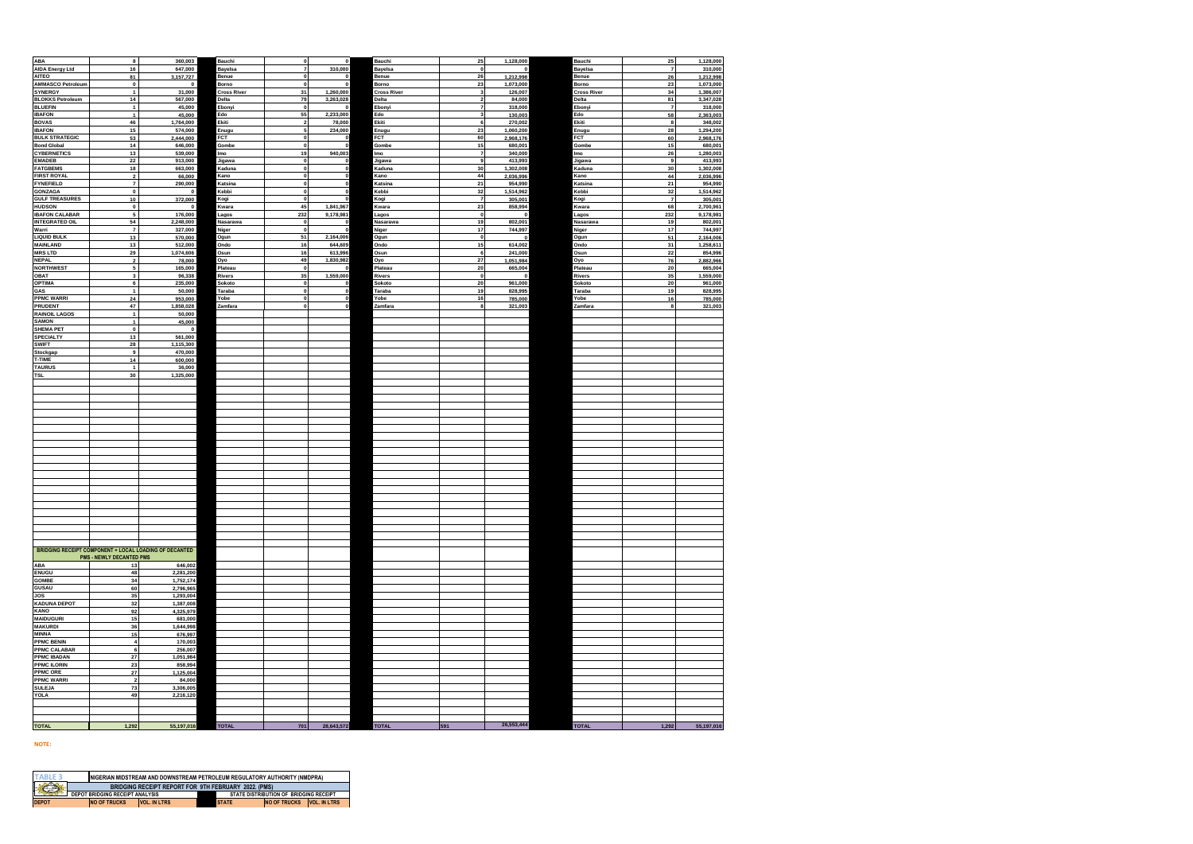| ABA | 8 | 360,003 |
|---|---|---|
| AIDA Energy Ltd | 16 | 647,000 |
| AITEO | 81 | 3,157,727 |
| AMMASCO Petroleum | 0 | 0 |
| SYNERGY | 1 | 31,000 |
| BLOKKS Petroleum | 14 | 567,000 |
| BLUEFIN | 1 | 45,000 |
| IBAFON | 1 | 45,000 |
| BOVAS | 46 | 1,764,000 |
| IBAFON | 15 | 574,000 |
| BULK STRATEGIC | 53 | 2,444,000 |
| Bond Global | 14 | 646,000 |
| CYBERNETICS | 13 | 539,000 |
| EMADEB | 22 | 913,000 |
| FATGBEMS | 18 | 663,000 |
| FIRST ROYAL | 2 | 66,000 |
| FYNEFIELD | 7 | 290,000 |
| GONZAGA | 0 | 0 |
| GULF TREASURES | 10 | 372,000 |
| HUDSON | 0 | 0 |
| IBAFON CALABAR | 5 | 176,000 |
| INTEGRATED OIL | 54 | 2,248,000 |
| Warri | 7 | 327,000 |
| LIQUID BULK | 13 | 570,000 |
| MAINLAND | 13 | 512,000 |
| MRS LTD | 29 | 1,074,606 |
| NEPAL | 2 | 78,000 |
| NORTHWEST | 5 | 165,000 |
| OBAT | 3 | 96,338 |
| OPTIMA | 6 | 235,000 |
| GAS | 1 | 50,000 |
| PPMC WARRI | 24 | 953,000 |
| PRUDENT | 47 | 1,858,028 |
| RAINOIL LAGOS | 1 | 50,000 |
| SAMON | 1 | 45,000 |
| SHEMA PET | 0 | 0 |
| SPECIALTY | 13 | 561,000 |
| SWIFT | 28 | 1,115,300 |
| Stockgap | 9 | 470,000 |
| T-TIME | 14 | 600,000 |
| TAURUS | 1 | 36,000 |
| TSL | 30 | 1,325,000 |

| BRIDGING RECEIPT COMPONENT + LOCAL LOADING OF DECANTED PMS - NEWLY DECANTED PMS | | |
|---|---|---|
| ABA | 13 | 646,002 |
| ENUGU | 48 | 2,281,200 |
| GOMBE | 34 | 1,752,174 |
| GUSAU | 60 | 2,796,965 |
| JOS | 35 | 1,293,004 |
| KADUNA DEPOT | 32 | 1,387,008 |
| KANO | 92 | 4,325,979 |
| MAIDUGURI | 15 | 681,000 |
| MAKURDI | 36 | 1,644,998 |
| MINNA | 15 | 676,997 |
| PPMC BENIN | 4 | 170,003 |
| PPMC CALABAR | 6 | 256,007 |
| PPMC IBADAN | 27 | 1,051,984 |
| PPMC ILORIN | 23 | 858,994 |
| PPMC ORE | 27 | 1,125,004 |
| PPMC WARRI | 2 | 84,000 |
| SULEJA | 73 | 3,306,005 |
| YOLA | 49 | 2,216,120 |
| TOTAL | 1,292 | 55,197,016 |

| Bauchi | 0 | 0 |
|---|---|---|
| Bayelsa | 7 | 310,000 |
| Benue | 0 | 0 |
| Borno | 0 | 0 |
| Cross River | 31 | 1,260,000 |
| Delta | 79 | 3,263,028 |
| Ebonyi | 0 | 0 |
| Edo | 55 | 2,233,000 |
| Ekiti | 2 | 78,000 |
| Enugu | 5 | 234,000 |
| FCT | 0 | 0 |
| Gombe | 0 | 0 |
| Imo | 19 | 940,003 |
| Jigawa | 0 | 0 |
| Kaduna | 0 | 0 |
| Kano | 0 | 0 |
| Katsina | 0 | 0 |
| Kebbi | 0 | 0 |
| Kogi | 0 | 0 |
| Kwara | 45 | 1,841,967 |
| Lagos | 232 | 9,178,981 |
| Nasarawa | 0 | 0 |
| Niger | 0 | 0 |
| Ogun | 51 | 2,164,006 |
| Ondo | 16 | 644,609 |
| Osun | 16 | 613,996 |
| Oyo | 49 | 1,830,982 |
| Plateau | 0 | 0 |
| Rivers | 35 | 1,559,000 |
| Sokoto | 0 | 0 |
| Taraba | 0 | 0 |
| Yobe | 0 | 0 |
| Zamfara | 0 | 0 |
| TOTAL | 701 | 28,643,572 |

| Bauchi | 25 | 1,128,000 |
|---|---|---|
| Bayelsa | 0 | 0 |
| Benue | 26 | 1,212,998 |
| Borno | 23 | 1,073,000 |
| Cross River | 3 | 126,007 |
| Delta | 2 | 84,000 |
| Ebonyi | 7 | 318,000 |
| Edo | 3 | 130,003 |
| Ekiti | 6 | 270,002 |
| Enugu | 23 | 1,060,200 |
| FCT | 60 | 2,968,176 |
| Gombe | 15 | 680,001 |
| Imo | 7 | 340,000 |
| Jigawa | 9 | 413,993 |
| Kaduna | 30 | 1,302,008 |
| Kano | 44 | 2,036,996 |
| Katsina | 21 | 954,990 |
| Kebbi | 32 | 1,514,962 |
| Kogi | 7 | 305,001 |
| Kwara | 23 | 858,994 |
| Lagos | 0 | 0 |
| Nasarawa | 19 | 802,001 |
| Niger | 17 | 744,997 |
| Ogun | 0 | 0 |
| Ondo | 15 | 614,002 |
| Osun | 6 | 241,000 |
| Oyo | 27 | 1,051,984 |
| Plateau | 20 | 665,004 |
| Rivers | 0 | 0 |
| Sokoto | 20 | 961,000 |
| Taraba | 19 | 828,995 |
| Yobe | 16 | 785,000 |
| Zamfara | 8 | 321,003 |
| TOTAL | 591 | 26,553,444 |

| Bauchi | 25 | 1,128,000 |
|---|---|---|
| Bayelsa | 7 | 310,000 |
| Benue | 26 | 1,212,998 |
| Borno | 23 | 1,073,000 |
| Cross River | 34 | 1,386,007 |
| Delta | 81 | 3,347,028 |
| Ebonyi | 7 | 318,000 |
| Edo | 58 | 2,363,003 |
| Ekiti | 8 | 348,002 |
| Enugu | 28 | 1,294,200 |
| FCT | 60 | 2,968,176 |
| Gombe | 15 | 680,001 |
| Imo | 26 | 1,280,003 |
| Jigawa | 9 | 413,993 |
| Kaduna | 30 | 1,302,008 |
| Kano | 44 | 2,036,996 |
| Katsina | 21 | 954,990 |
| Kebbi | 32 | 1,514,962 |
| Kogi | 7 | 305,001 |
| Kwara | 68 | 2,700,961 |
| Lagos | 232 | 9,178,981 |
| Nasarawa | 19 | 802,001 |
| Niger | 17 | 744,997 |
| Ogun | 51 | 2,164,006 |
| Ondo | 31 | 1,258,611 |
| Osun | 22 | 854,996 |
| Oyo | 76 | 2,882,966 |
| Plateau | 20 | 665,004 |
| Rivers | 35 | 1,559,000 |
| Sokoto | 20 | 961,000 |
| Taraba | 19 | 828,995 |
| Yobe | 16 | 785,000 |
| Zamfara | 8 | 321,003 |
| TOTAL | 1,292 | 55,197,016 |

NOTE:

TABLE 3

NIGERIAN MIDSTREAM AND DOWNSTREAM PETROLEUM REGULATORY AUTHORITY (NMDPRA)

BRIDGING RECEIPT REPORT FOR 9TH FEBRUARY 2022. (PMS)

| DEPOT BRIDGING RECEIPT ANALYSIS | | | STATE DISTRIBUTION OF BRIDGING RECEIPT | | |
|---|---|---|---|---|---|
| DEPOT | NO OF TRUCKS | VOL. IN LTRS | STATE | NO OF TRUCKS | VOL. IN LTRS |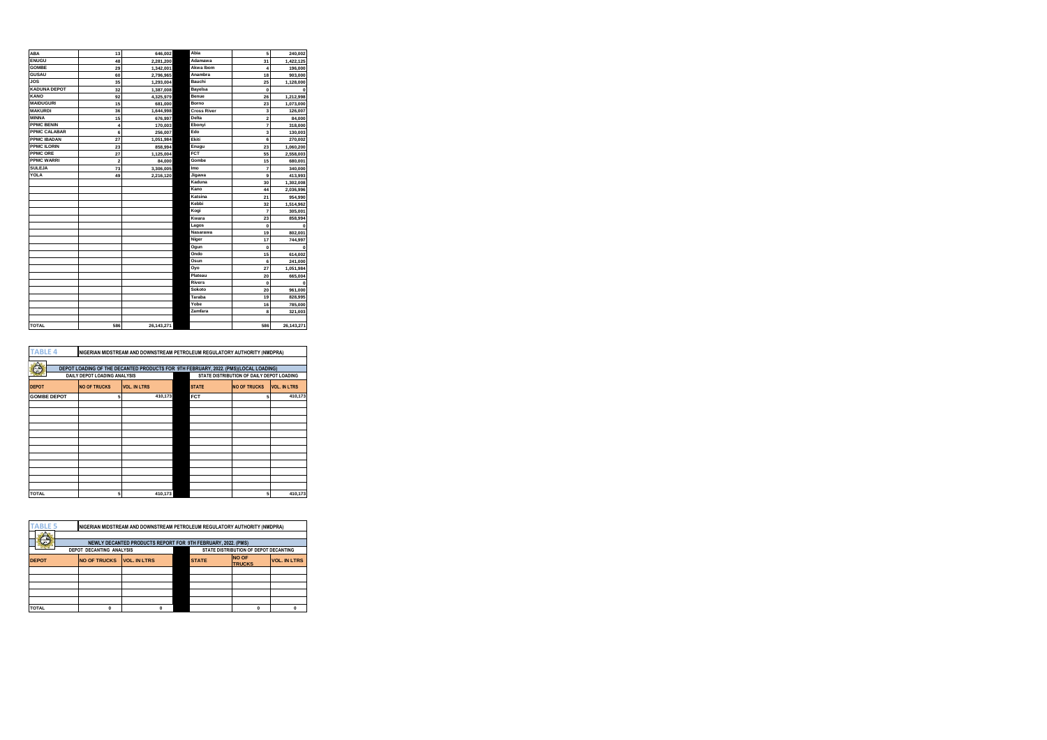| | | | | | |
|---|---|---|---|---|---|
| ABA | 13 | 646,002 | Abia | 5 | 240,002 |
| ENUGU | 48 | 2,281,200 | Adamawa | 31 | 1,422,125 |
| GOMBE | 29 | 1,342,001 | Akwa Ibom | 4 | 196,000 |
| GUSAU | 60 | 2,796,965 | Anambra | 18 | 903,000 |
| JOS | 35 | 1,293,004 | Bauchi | 25 | 1,128,000 |
| KADUNA DEPOT | 32 | 1,387,008 | Bayelsa | 0 | 0 |
| KANO | 92 | 4,325,979 | Benue | 26 | 1,212,998 |
| MAIDUGURI | 15 | 681,000 | Borno | 23 | 1,073,000 |
| MAKURDI | 36 | 1,644,998 | Cross River | 3 | 126,007 |
| MINNA | 15 | 676,997 | Delta | 2 | 84,000 |
| PPMC BENIN | 4 | 170,003 | Ebonyi | 7 | 318,000 |
| PPMC CALABAR | 6 | 256,007 | Edo | 3 | 130,003 |
| PPMC IBADAN | 27 | 1,051,984 | Ekiti | 6 | 270,002 |
| PPMC ILORIN | 23 | 858,994 | Enugu | 23 | 1,060,200 |
| PPMC ORE | 27 | 1,125,004 | FCT | 55 | 2,558,003 |
| PPMC WARRI | 2 | 84,000 | Gombe | 15 | 680,001 |
| SULEJA | 73 | 3,306,005 | Imo | 7 | 340,000 |
| YOLA | 49 | 2,216,120 | Jigawa | 9 | 413,993 |
| | | | Kaduna | 30 | 1,302,008 |
| | | | Kano | 44 | 2,036,996 |
| | | | Katsina | 21 | 954,990 |
| | | | Kebbi | 32 | 1,514,982 |
| | | | Kogi | 7 | 305,001 |
| | | | Kwara | 23 | 858,994 |
| | | | Lagos | 0 | 0 |
| | | | Nasarawa | 19 | 802,001 |
| | | | Niger | 17 | 744,997 |
| | | | Ogun | 0 | 0 |
| | | | Ondo | 15 | 614,002 |
| | | | Osun | 6 | 241,000 |
| | | | Oyo | 27 | 1,051,984 |
| | | | Plateau | 20 | 665,004 |
| | | | Rivers | 0 | 0 |
| | | | Sokoto | 20 | 961,000 |
| | | | Taraba | 19 | 828,995 |
| | | | Yobe | 16 | 785,000 |
| | | | Zamfara | 8 | 321,003 |
| TOTAL | 586 | 26,143,271 | | 586 | 26,143,271 |

**TABLE 4** NIGERIAN MIDSTREAM AND DOWNSTREAM PETROLEUM REGULATORY AUTHORITY (NMDPRA)

DEPOT LOADING OF THE DECANTED PRODUCTS FOR 9TH FEBRUARY, 2022. (PMS)(LOCAL LOADING)

| DAILY DEPOT LOADING ANALYSIS | | | STATE DISTRIBUTION OF DAILY DEPOT LOADING | | |
|---|---|---|---|---|---|
| DEPOT | NO OF TRUCKS | VOL. IN LTRS | STATE | NO OF TRUCKS | VOL. IN LTRS |
| GOMBE DEPOT | 5 | 410,173 | FCT | 5 | 410,173 |
| TOTAL | 5 | 410,173 | | 5 | 410,173 |

**TABLE 5** NIGERIAN MIDSTREAM AND DOWNSTREAM PETROLEUM REGULATORY AUTHORITY (NMDPRA)

NEWLY DECANTED PRODUCTS REPORT FOR 9TH FEBRUARY, 2022. (PMS)

| DEPOT DECANTING ANALYSIS | | | STATE DISTRIBUTION OF DEPOT DECANTING | | |
|---|---|---|---|---|---|
| DEPOT | NO OF TRUCKS | VOL. IN LTRS | STATE | NO OF TRUCKS | VOL. IN LTRS |
| TOTAL | 0 | 0 | | 0 | 0 |